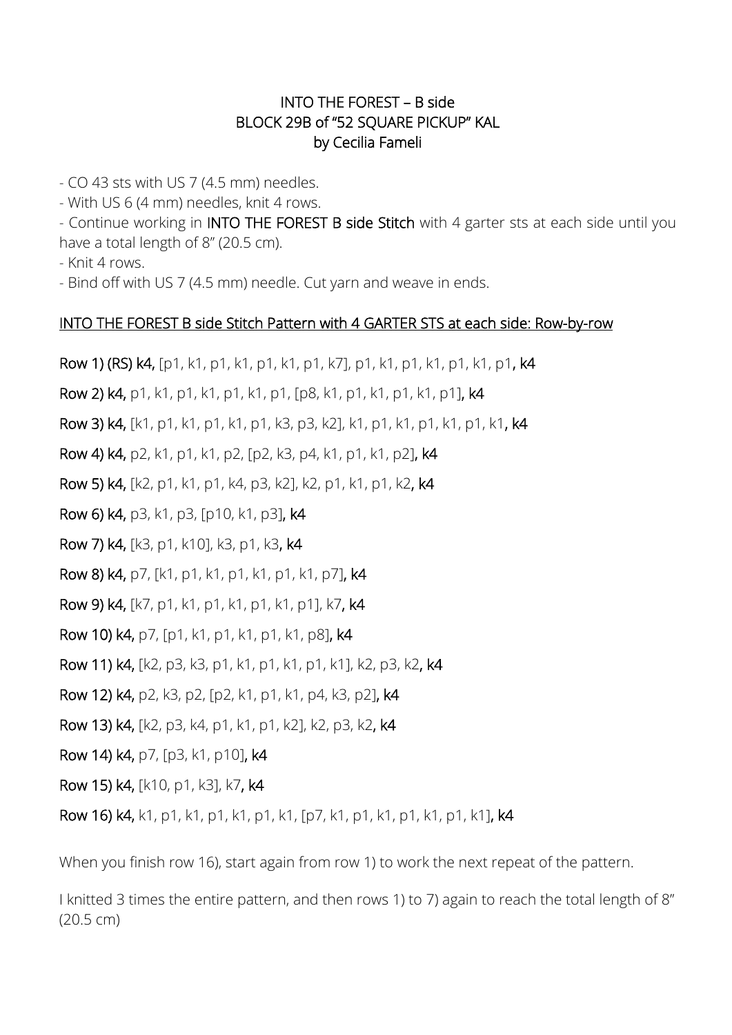# INTO THE FOREST – B side
## BLOCK 29B of "52 SQUARE PICKUP" KAL
### by Cecilia Fameli

- CO 43 sts with US 7 (4.5 mm) needles.
- With US 6 (4 mm) needles, knit 4 rows.
- Continue working in **INTO THE FOREST B side Stitch** with 4 garter sts at each side until you have a total length of 8" (20.5 cm).
- Knit 4 rows.
- Bind off with US 7 (4.5 mm) needle. Cut yarn and weave in ends.

## INTO THE FOREST B side Stitch Pattern with 4 GARTER STS at each side: Row-by-row

**Row 1) (RS) k4,** [p1, k1, p1, k1, p1, k1, p1, k7], p1, k1, p1, k1, p1, k1, p1**, k4**

**Row 2) k4,** p1, k1, p1, k1, p1, k1, p1, [p8, k1, p1, k1, p1, k1, p1]**, k4**

**Row 3) k4,** [k1, p1, k1, p1, k1, p1, k3, p3, k2], k1, p1, k1, p1, k1, p1, k1**, k4**

**Row 4) k4,** p2, k1, p1, k1, p2, [p2, k3, p4, k1, p1, k1, p2]**, k4**

**Row 5) k4,** [k2, p1, k1, p1, k4, p3, k2], k2, p1, k1, p1, k2**, k4**

**Row 6) k4,** p3, k1, p3, [p10, k1, p3]**, k4**

**Row 7) k4,** [k3, p1, k10], k3, p1, k3**, k4**

**Row 8) k4,** p7, [k1, p1, k1, p1, k1, p1, k1, p7]**, k4**

**Row 9) k4,** [k7, p1, k1, p1, k1, p1, k1, p1], k7**, k4**

**Row 10) k4,** p7, [p1, k1, p1, k1, p1, k1, p8]**, k4**

**Row 11) k4,** [k2, p3, k3, p1, k1, p1, k1, p1, k1], k2, p3, k2**, k4**

**Row 12) k4,** p2, k3, p2, [p2, k1, p1, k1, p4, k3, p2]**, k4**

**Row 13) k4,** [k2, p3, k4, p1, k1, p1, k2], k2, p3, k2**, k4**

**Row 14) k4,** p7, [p3, k1, p10]**, k4**

**Row 15) k4,** [k10, p1, k3], k7**, k4**

**Row 16) k4,** k1, p1, k1, p1, k1, p1, k1, [p7, k1, p1, k1, p1, k1, p1, k1]**, k4**

When you finish row 16), start again from row 1) to work the next repeat of the pattern.

I knitted 3 times the entire pattern, and then rows 1) to 7) again to reach the total length of 8" (20.5 cm)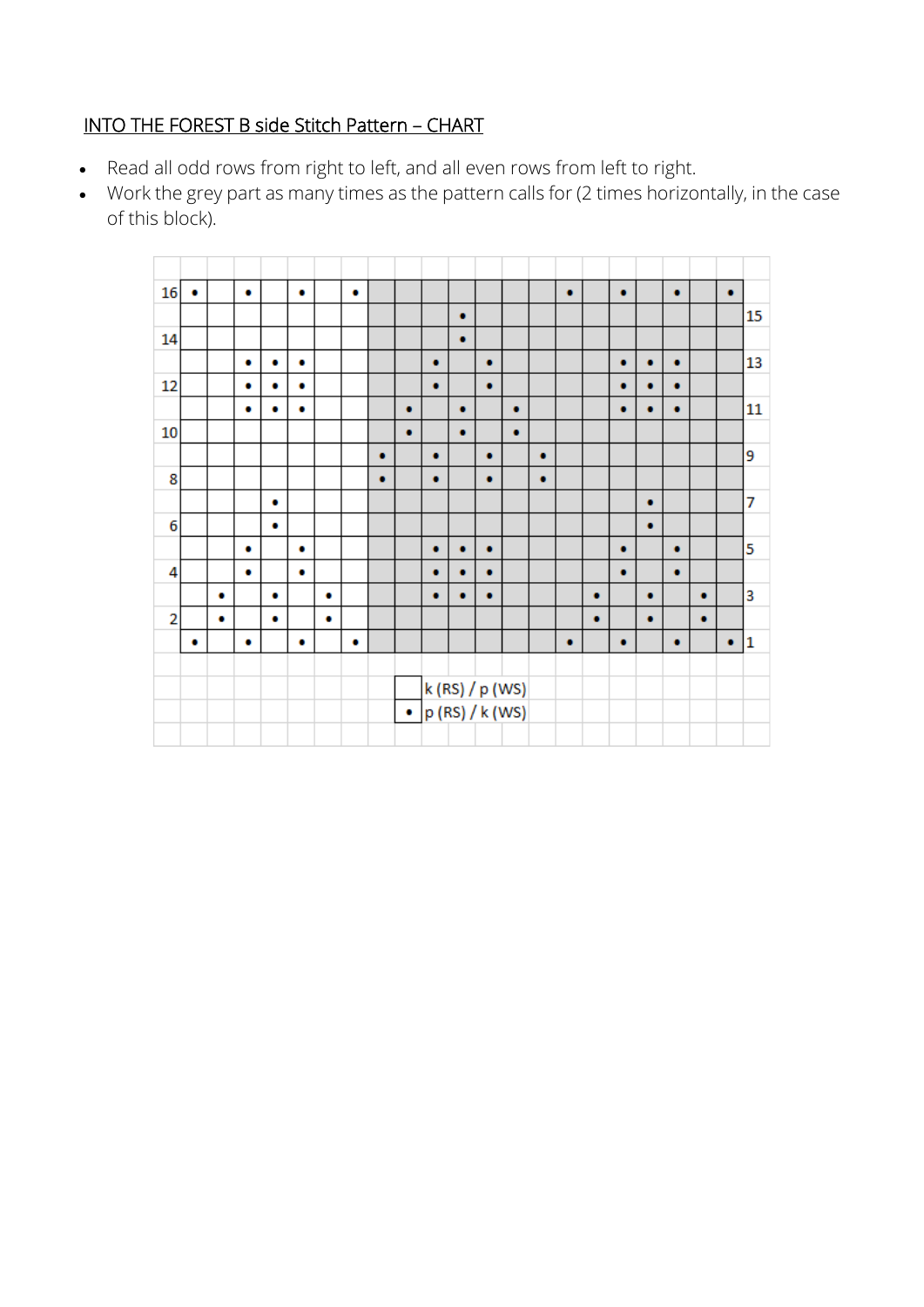INTO THE FOREST B side Stitch Pattern – CHART

- Read all odd rows from right to left, and all even rows from left to right.
- Work the grey part as many times as the pattern calls for (2 times horizontally, in the case of this block).

16
15
14
13
12
11
10
9
8
7
6
5
4
3
2
1

k (RS) / p (WS)

• p (RS) / k (WS)